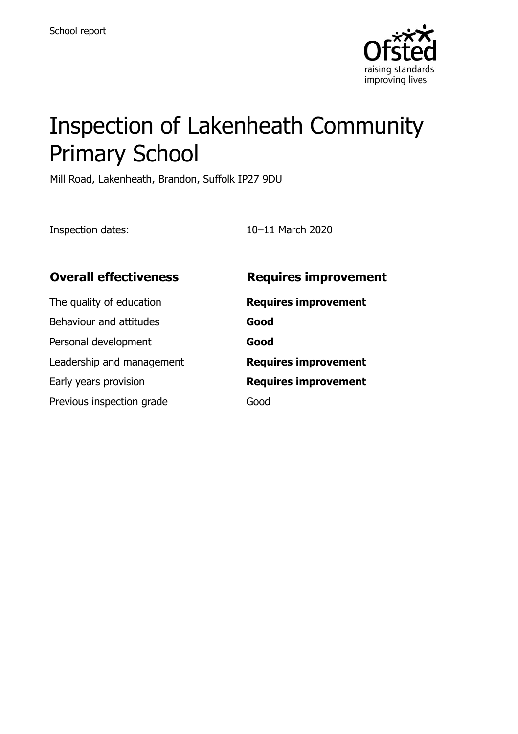School report

# Inspection of Lakenheath Community Primary School

Mill Road, Lakenheath, Brandon, Suffolk IP27 9DU

Inspection dates: 10–11 March 2020

| **Overall effectiveness** | **Requires improvement** |
| --- | --- |
| The quality of education | **Requires improvement** |
| Behaviour and attitudes | **Good** |
| Personal development | **Good** |
| Leadership and management | **Requires improvement** |
| Early years provision | **Requires improvement** |
| Previous inspection grade | Good |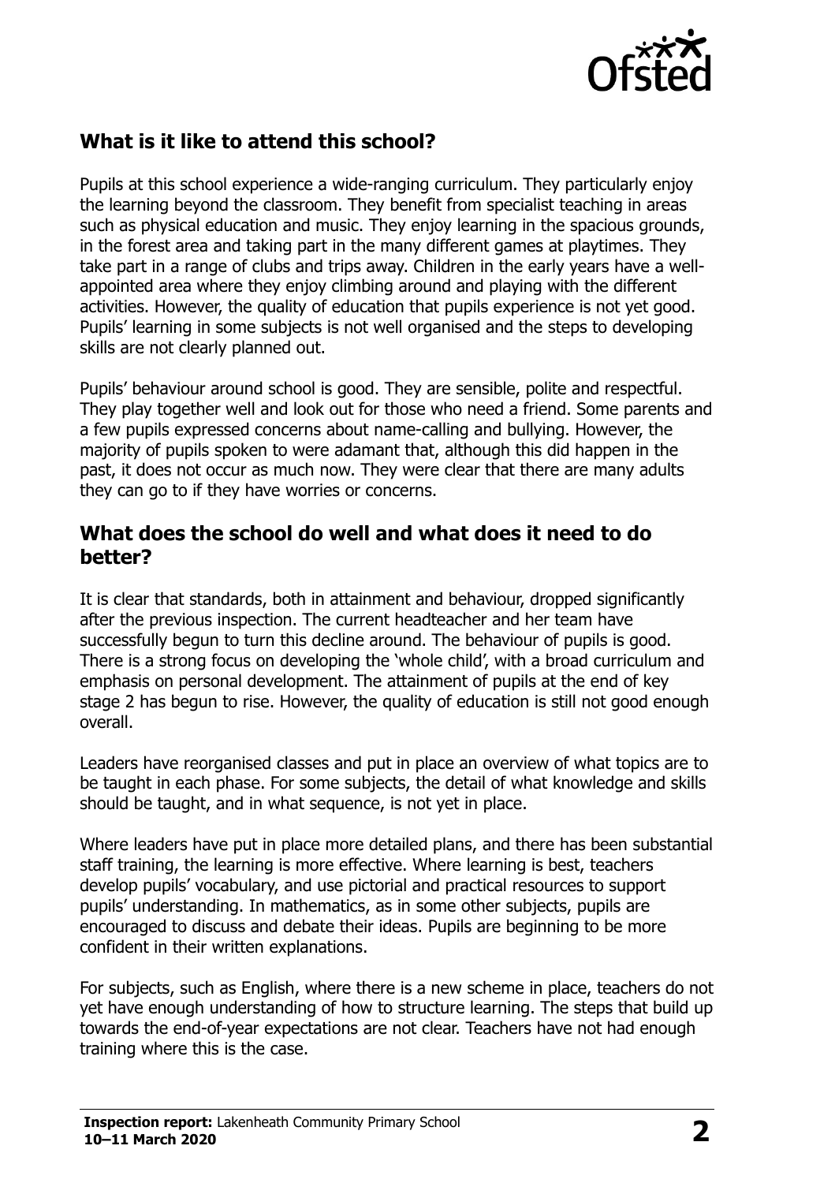## What is it like to attend this school?

Pupils at this school experience a wide-ranging curriculum. They particularly enjoy the learning beyond the classroom. They benefit from specialist teaching in areas such as physical education and music. They enjoy learning in the spacious grounds, in the forest area and taking part in the many different games at playtimes. They take part in a range of clubs and trips away. Children in the early years have a well-appointed area where they enjoy climbing around and playing with the different activities. However, the quality of education that pupils experience is not yet good. Pupils' learning in some subjects is not well organised and the steps to developing skills are not clearly planned out.

Pupils' behaviour around school is good. They are sensible, polite and respectful. They play together well and look out for those who need a friend. Some parents and a few pupils expressed concerns about name-calling and bullying. However, the majority of pupils spoken to were adamant that, although this did happen in the past, it does not occur as much now. They were clear that there are many adults they can go to if they have worries or concerns.

## What does the school do well and what does it need to do better?

It is clear that standards, both in attainment and behaviour, dropped significantly after the previous inspection. The current headteacher and her team have successfully begun to turn this decline around. The behaviour of pupils is good. There is a strong focus on developing the 'whole child', with a broad curriculum and emphasis on personal development. The attainment of pupils at the end of key stage 2 has begun to rise. However, the quality of education is still not good enough overall.

Leaders have reorganised classes and put in place an overview of what topics are to be taught in each phase. For some subjects, the detail of what knowledge and skills should be taught, and in what sequence, is not yet in place.

Where leaders have put in place more detailed plans, and there has been substantial staff training, the learning is more effective. Where learning is best, teachers develop pupils' vocabulary, and use pictorial and practical resources to support pupils' understanding. In mathematics, as in some other subjects, pupils are encouraged to discuss and debate their ideas. Pupils are beginning to be more confident in their written explanations.

For subjects, such as English, where there is a new scheme in place, teachers do not yet have enough understanding of how to structure learning. The steps that build up towards the end-of-year expectations are not clear. Teachers have not had enough training where this is the case.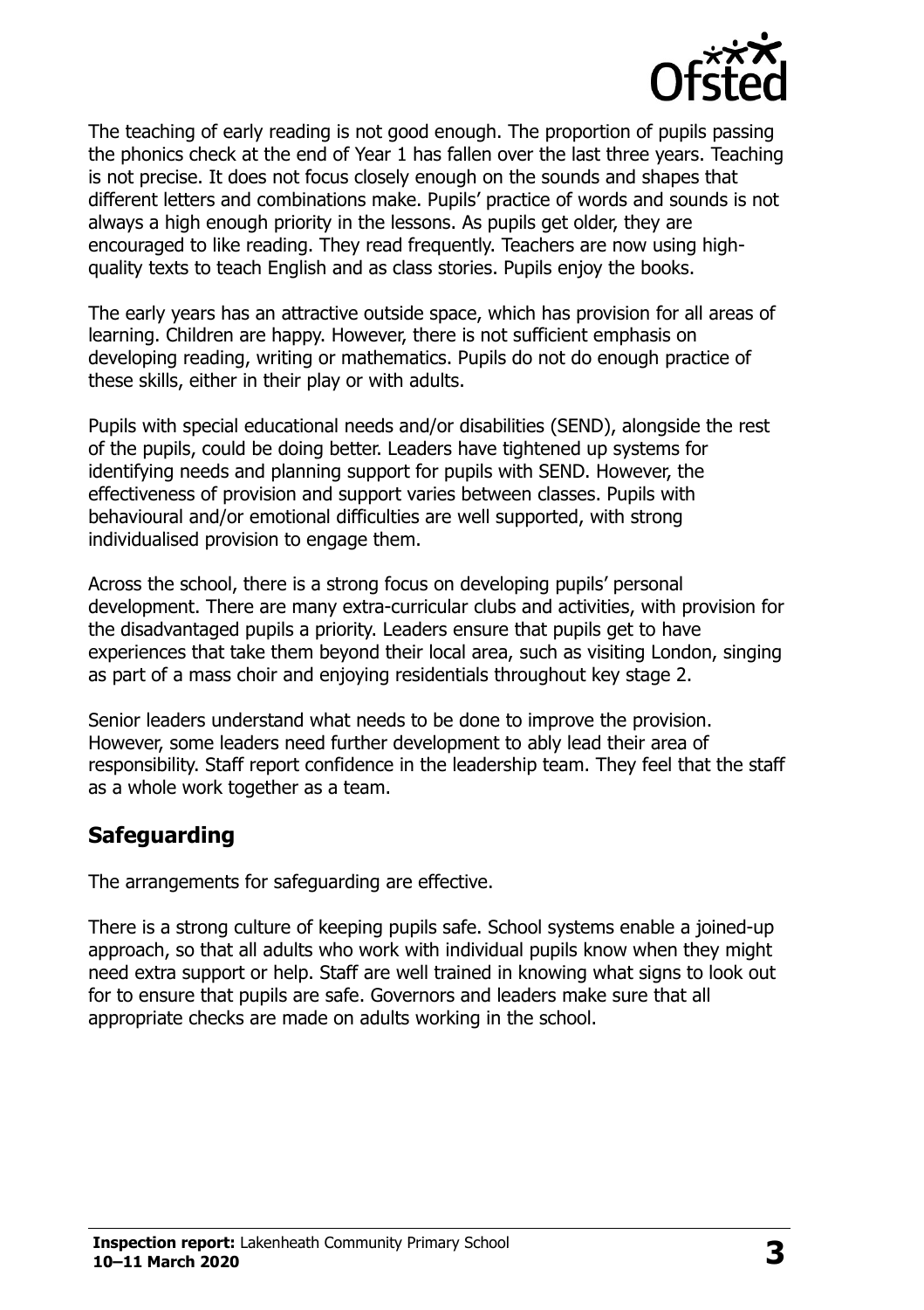The teaching of early reading is not good enough. The proportion of pupils passing the phonics check at the end of Year 1 has fallen over the last three years. Teaching is not precise. It does not focus closely enough on the sounds and shapes that different letters and combinations make. Pupils' practice of words and sounds is not always a high enough priority in the lessons. As pupils get older, they are encouraged to like reading. They read frequently. Teachers are now using high-quality texts to teach English and as class stories. Pupils enjoy the books.

The early years has an attractive outside space, which has provision for all areas of learning. Children are happy. However, there is not sufficient emphasis on developing reading, writing or mathematics. Pupils do not do enough practice of these skills, either in their play or with adults.

Pupils with special educational needs and/or disabilities (SEND), alongside the rest of the pupils, could be doing better. Leaders have tightened up systems for identifying needs and planning support for pupils with SEND. However, the effectiveness of provision and support varies between classes. Pupils with behavioural and/or emotional difficulties are well supported, with strong individualised provision to engage them.

Across the school, there is a strong focus on developing pupils' personal development. There are many extra-curricular clubs and activities, with provision for the disadvantaged pupils a priority. Leaders ensure that pupils get to have experiences that take them beyond their local area, such as visiting London, singing as part of a mass choir and enjoying residentials throughout key stage 2.

Senior leaders understand what needs to be done to improve the provision. However, some leaders need further development to ably lead their area of responsibility. Staff report confidence in the leadership team. They feel that the staff as a whole work together as a team.

## Safeguarding

The arrangements for safeguarding are effective.

There is a strong culture of keeping pupils safe. School systems enable a joined-up approach, so that all adults who work with individual pupils know when they might need extra support or help. Staff are well trained in knowing what signs to look out for to ensure that pupils are safe. Governors and leaders make sure that all appropriate checks are made on adults working in the school.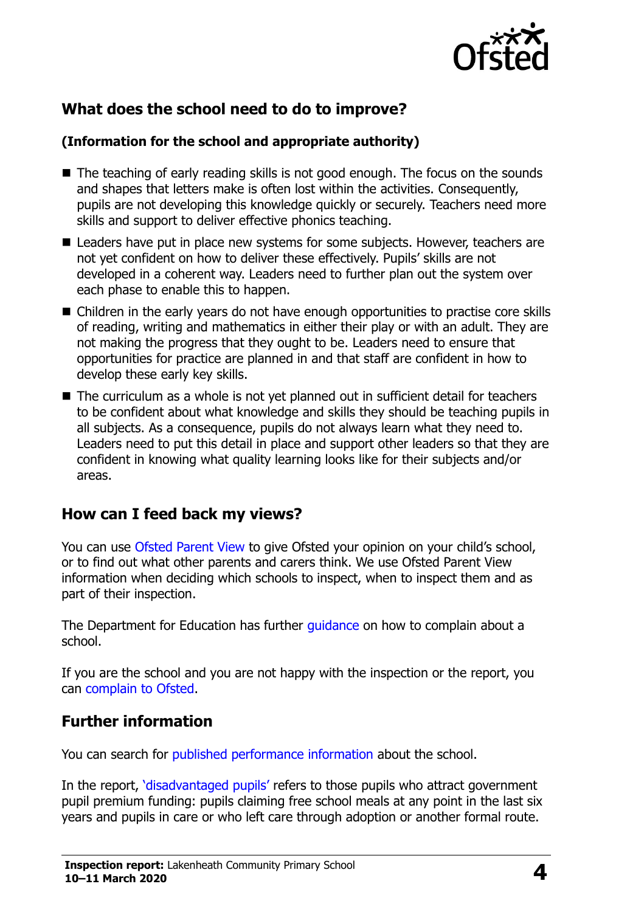## What does the school need to do to improve?

**(Information for the school and appropriate authority)**

- The teaching of early reading skills is not good enough. The focus on the sounds and shapes that letters make is often lost within the activities. Consequently, pupils are not developing this knowledge quickly or securely. Teachers need more skills and support to deliver effective phonics teaching.
- Leaders have put in place new systems for some subjects. However, teachers are not yet confident on how to deliver these effectively. Pupils' skills are not developed in a coherent way. Leaders need to further plan out the system over each phase to enable this to happen.
- Children in the early years do not have enough opportunities to practise core skills of reading, writing and mathematics in either their play or with an adult. They are not making the progress that they ought to be. Leaders need to ensure that opportunities for practice are planned in and that staff are confident in how to develop these early key skills.
- The curriculum as a whole is not yet planned out in sufficient detail for teachers to be confident about what knowledge and skills they should be teaching pupils in all subjects. As a consequence, pupils do not always learn what they need to. Leaders need to put this detail in place and support other leaders so that they are confident in knowing what quality learning looks like for their subjects and/or areas.

## How can I feed back my views?

You can use Ofsted Parent View to give Ofsted your opinion on your child's school, or to find out what other parents and carers think. We use Ofsted Parent View information when deciding which schools to inspect, when to inspect them and as part of their inspection.

The Department for Education has further guidance on how to complain about a school.

If you are the school and you are not happy with the inspection or the report, you can complain to Ofsted.

## Further information

You can search for published performance information about the school.

In the report, 'disadvantaged pupils' refers to those pupils who attract government pupil premium funding: pupils claiming free school meals at any point in the last six years and pupils in care or who left care through adoption or another formal route.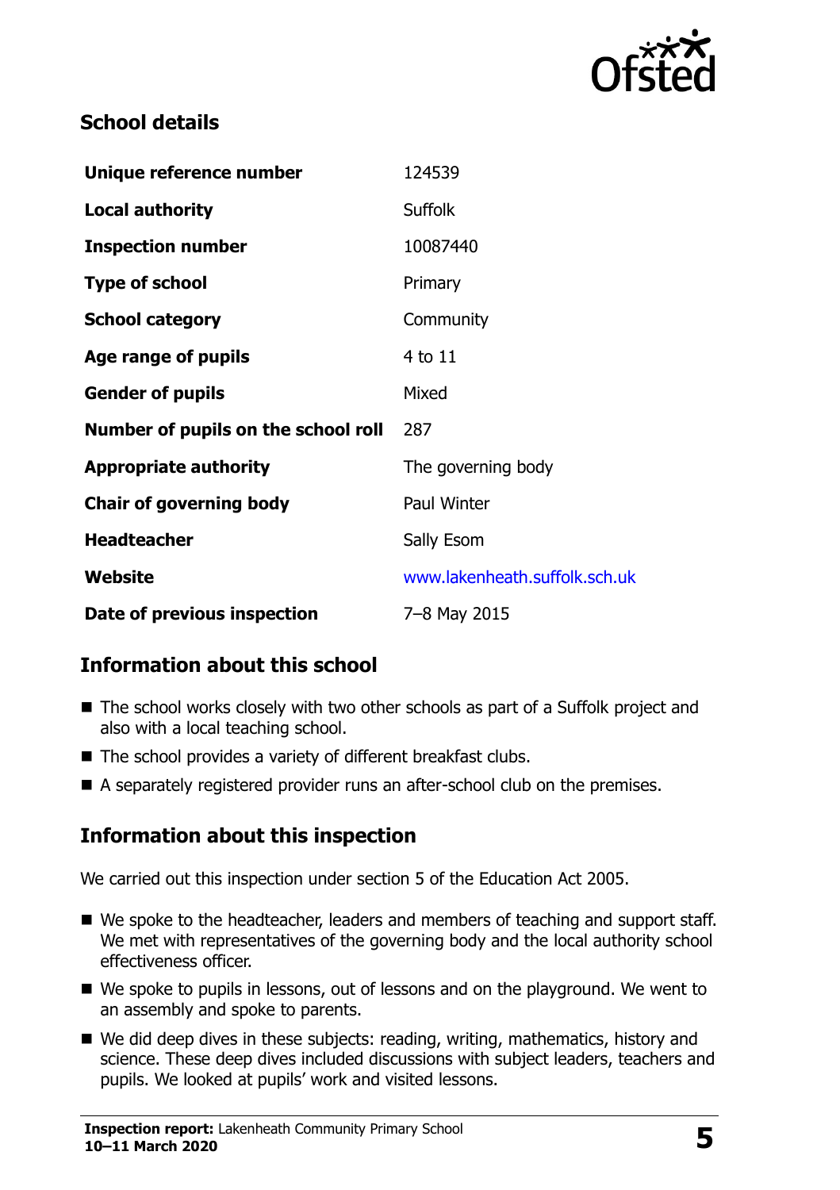## School details

| | |
|---|---|
| **Unique reference number** | 124539 |
| **Local authority** | Suffolk |
| **Inspection number** | 10087440 |
| **Type of school** | Primary |
| **School category** | Community |
| **Age range of pupils** | 4 to 11 |
| **Gender of pupils** | Mixed |
| **Number of pupils on the school roll** | 287 |
| **Appropriate authority** | The governing body |
| **Chair of governing body** | Paul Winter |
| **Headteacher** | Sally Esom |
| **Website** | www.lakenheath.suffolk.sch.uk |
| **Date of previous inspection** | 7–8 May 2015 |

## Information about this school

- The school works closely with two other schools as part of a Suffolk project and also with a local teaching school.
- The school provides a variety of different breakfast clubs.
- A separately registered provider runs an after-school club on the premises.

## Information about this inspection

We carried out this inspection under section 5 of the Education Act 2005.

- We spoke to the headteacher, leaders and members of teaching and support staff. We met with representatives of the governing body and the local authority school effectiveness officer.
- We spoke to pupils in lessons, out of lessons and on the playground. We went to an assembly and spoke to parents.
- We did deep dives in these subjects: reading, writing, mathematics, history and science. These deep dives included discussions with subject leaders, teachers and pupils. We looked at pupils' work and visited lessons.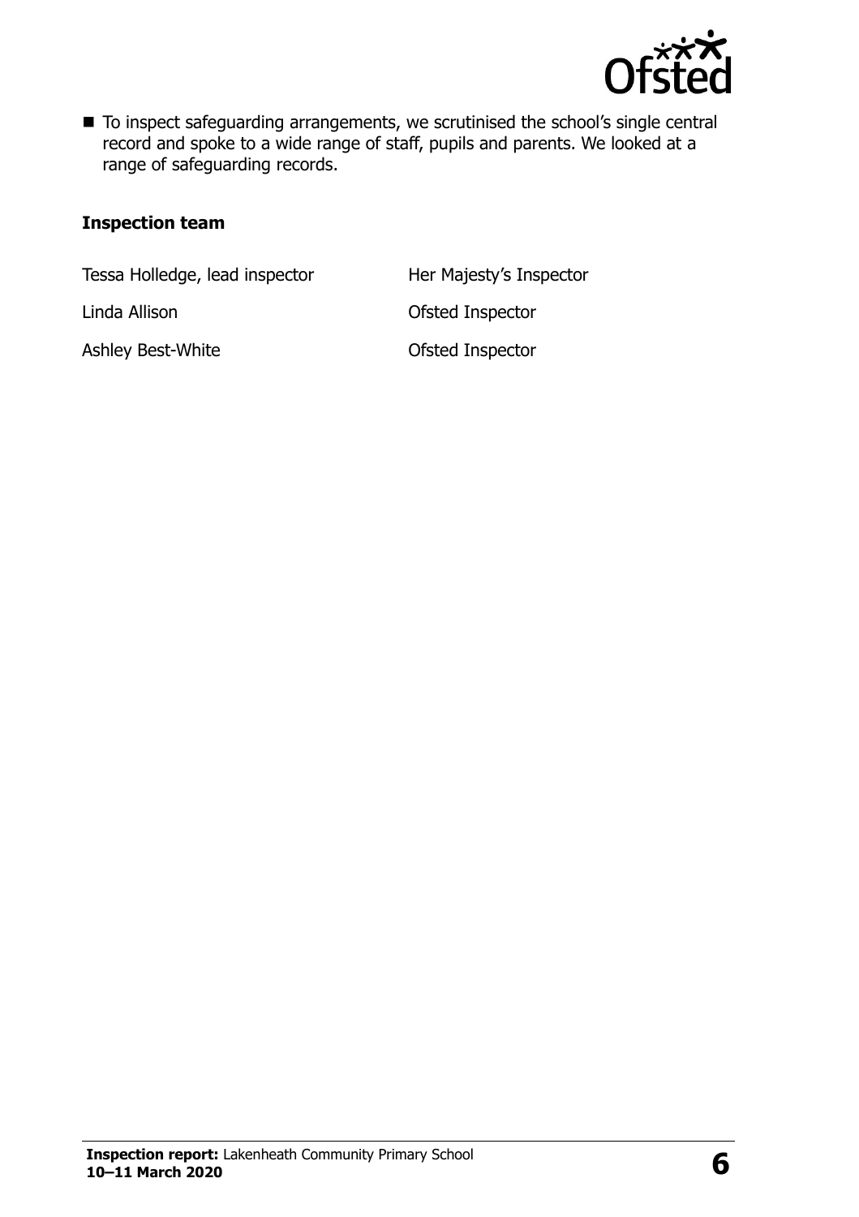- To inspect safeguarding arrangements, we scrutinised the school's single central record and spoke to a wide range of staff, pupils and parents. We looked at a range of safeguarding records.

### Inspection team

| | |
|---|---|
| Tessa Holledge, lead inspector | Her Majesty's Inspector |
| Linda Allison | Ofsted Inspector |
| Ashley Best-White | Ofsted Inspector |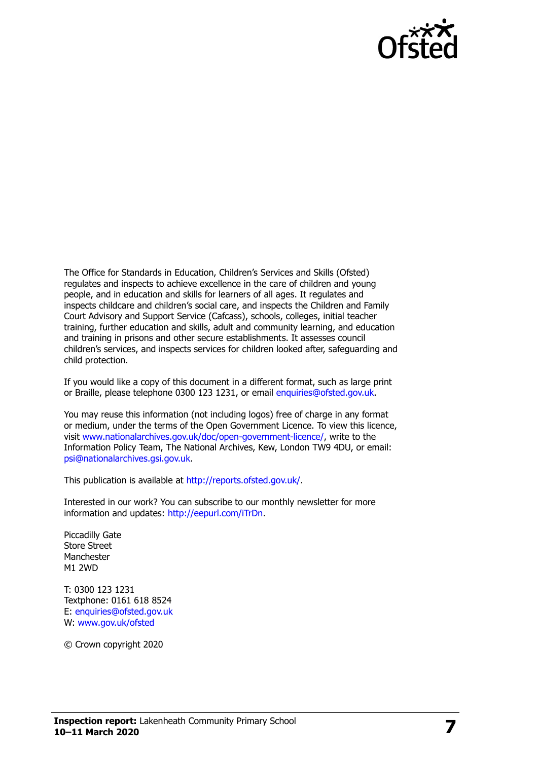The Office for Standards in Education, Children's Services and Skills (Ofsted) regulates and inspects to achieve excellence in the care of children and young people, and in education and skills for learners of all ages. It regulates and inspects childcare and children's social care, and inspects the Children and Family Court Advisory and Support Service (Cafcass), schools, colleges, initial teacher training, further education and skills, adult and community learning, and education and training in prisons and other secure establishments. It assesses council children's services, and inspects services for children looked after, safeguarding and child protection.

If you would like a copy of this document in a different format, such as large print or Braille, please telephone 0300 123 1231, or email enquiries@ofsted.gov.uk.

You may reuse this information (not including logos) free of charge in any format or medium, under the terms of the Open Government Licence. To view this licence, visit www.nationalarchives.gov.uk/doc/open-government-licence/, write to the Information Policy Team, The National Archives, Kew, London TW9 4DU, or email: psi@nationalarchives.gsi.gov.uk.

This publication is available at http://reports.ofsted.gov.uk/.

Interested in our work? You can subscribe to our monthly newsletter for more information and updates: http://eepurl.com/iTrDn.

Piccadilly Gate  
Store Street  
Manchester  
M1 2WD

T: 0300 123 1231  
Textphone: 0161 618 8524  
E: enquiries@ofsted.gov.uk  
W: www.gov.uk/ofsted

© Crown copyright 2020